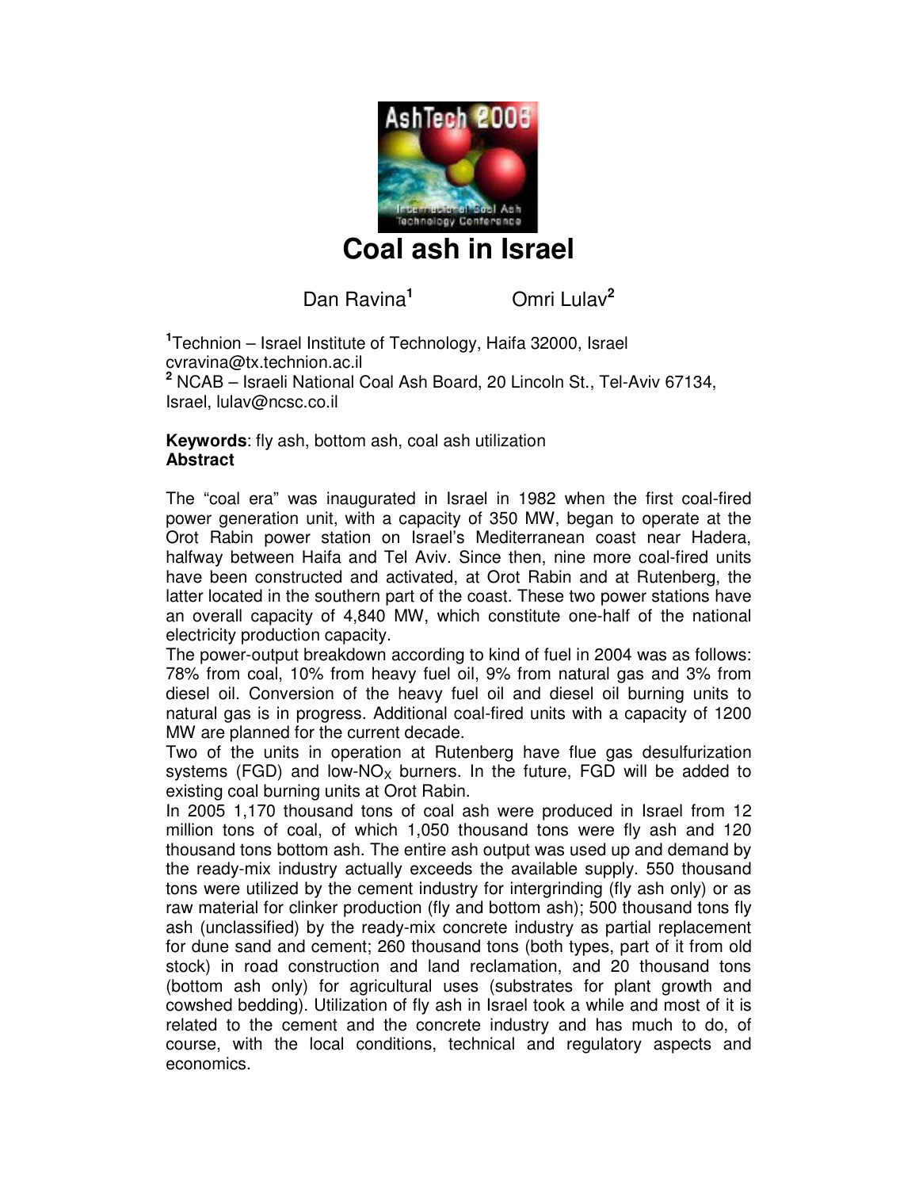# Coal ash in Israel

Dan Ravina[1] Omri Lulav[2]

[1]Technion – Israel Institute of Technology, Haifa 32000, Israel
cvravina@tx.technion.ac.il
[2] NCAB – Israeli National Coal Ash Board, 20 Lincoln St., Tel-Aviv 67134, Israel, lulav@ncsc.co.il

**Keywords**: fly ash, bottom ash, coal ash utilization

**Abstract**

The "coal era" was inaugurated in Israel in 1982 when the first coal-fired power generation unit, with a capacity of 350 MW, began to operate at the Orot Rabin power station on Israel's Mediterranean coast near Hadera, halfway between Haifa and Tel Aviv. Since then, nine more coal-fired units have been constructed and activated, at Orot Rabin and at Rutenberg, the latter located in the southern part of the coast. These two power stations have an overall capacity of 4,840 MW, which constitute one-half of the national electricity production capacity.

The power-output breakdown according to kind of fuel in 2004 was as follows: 78% from coal, 10% from heavy fuel oil, 9% from natural gas and 3% from diesel oil. Conversion of the heavy fuel oil and diesel oil burning units to natural gas is in progress. Additional coal-fired units with a capacity of 1200 MW are planned for the current decade.

Two of the units in operation at Rutenberg have flue gas desulfurization systems (FGD) and low-$NO_X$ burners. In the future, FGD will be added to existing coal burning units at Orot Rabin.

In 2005 1,170 thousand tons of coal ash were produced in Israel from 12 million tons of coal, of which 1,050 thousand tons were fly ash and 120 thousand tons bottom ash. The entire ash output was used up and demand by the ready-mix industry actually exceeds the available supply. 550 thousand tons were utilized by the cement industry for intergrinding (fly ash only) or as raw material for clinker production (fly and bottom ash); 500 thousand tons fly ash (unclassified) by the ready-mix concrete industry as partial replacement for dune sand and cement; 260 thousand tons (both types, part of it from old stock) in road construction and land reclamation, and 20 thousand tons (bottom ash only) for agricultural uses (substrates for plant growth and cowshed bedding). Utilization of fly ash in Israel took a while and most of it is related to the cement and the concrete industry and has much to do, of course, with the local conditions, technical and regulatory aspects and economics.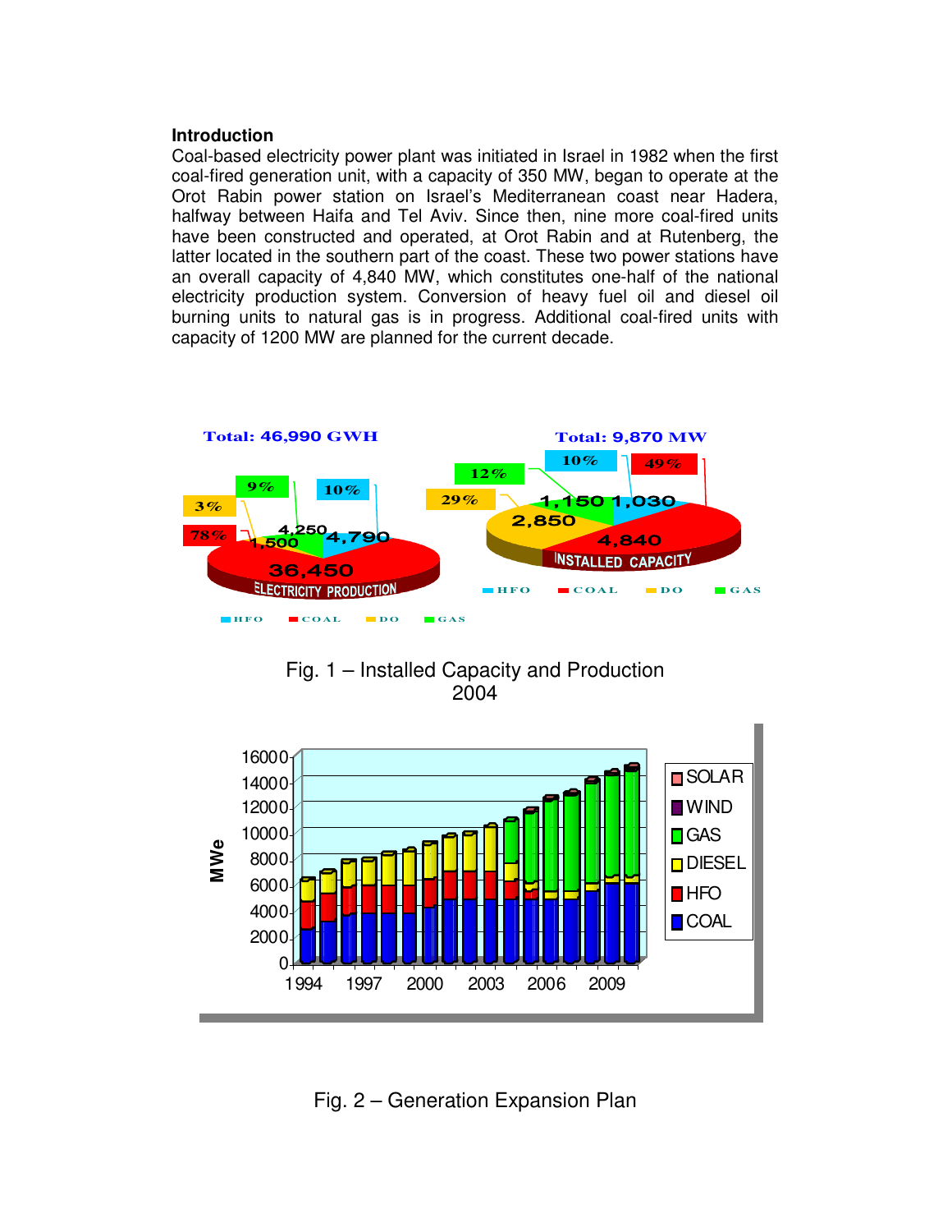## Introduction

Coal-based electricity power plant was initiated in Israel in 1982 when the first coal-fired generation unit, with a capacity of 350 MW, began to operate at the Orot Rabin power station on Israel's Mediterranean coast near Hadera, halfway between Haifa and Tel Aviv. Since then, nine more coal-fired units have been constructed and operated, at Orot Rabin and at Rutenberg, the latter located in the southern part of the coast. These two power stations have an overall capacity of 4,840 MW, which constitutes one-half of the national electricity production system. Conversion of heavy fuel oil and diesel oil burning units to natural gas is in progress. Additional coal-fired units with capacity of 1200 MW are planned for the current decade.

Fig. 1 – Installed Capacity and Production 2004

Fig. 2 – Generation Expansion Plan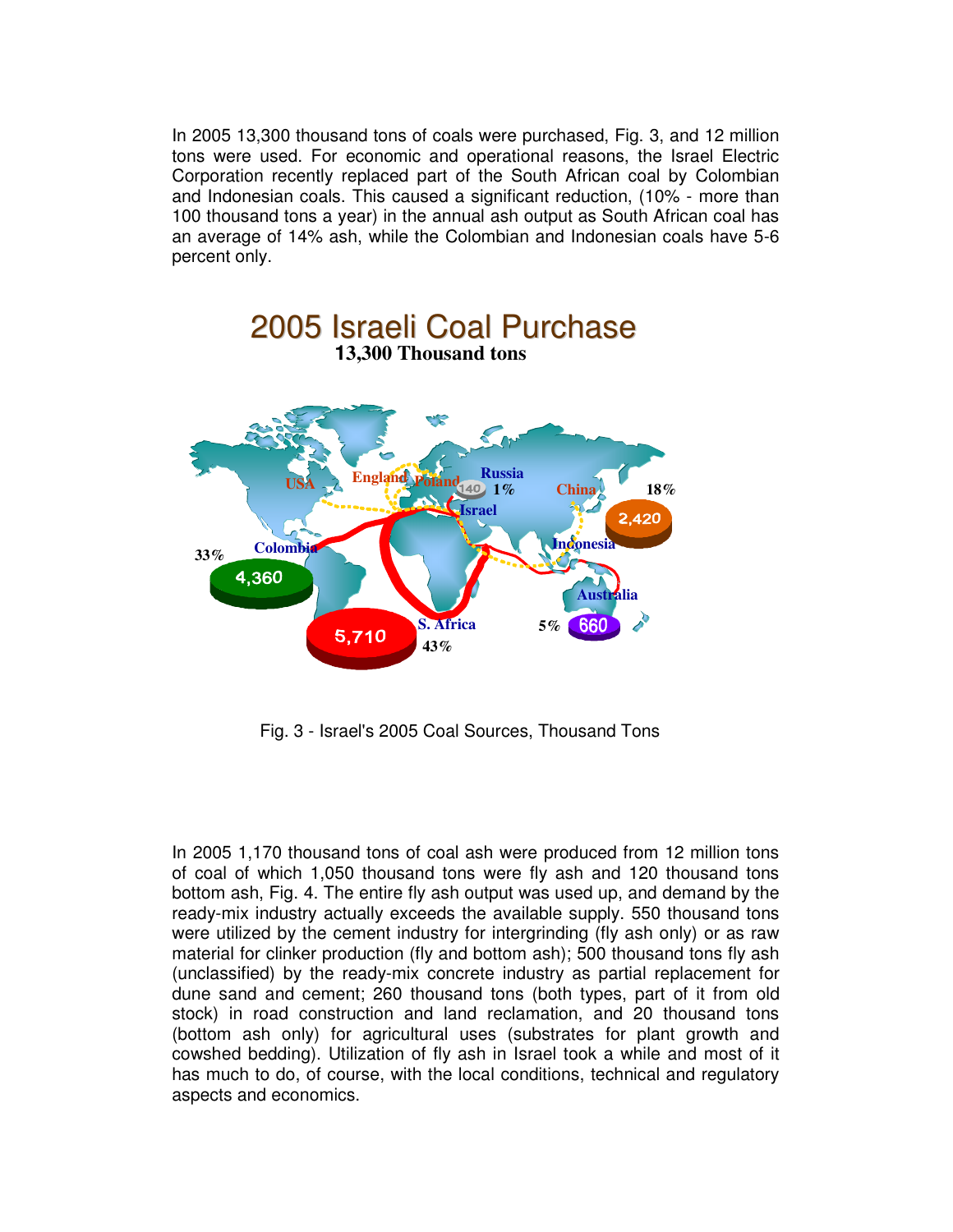In 2005 13,300 thousand tons of coals were purchased, Fig. 3, and 12 million tons were used. For economic and operational reasons, the Israel Electric Corporation recently replaced part of the South African coal by Colombian and Indonesian coals. This caused a significant reduction, (10% - more than 100 thousand tons a year) in the annual ash output as South African coal has an average of 14% ash, while the Colombian and Indonesian coals have 5-6 percent only.

2005 Israeli Coal Purchase

13,300 Thousand tons

Fig. 3 - Israel's 2005 Coal Sources, Thousand Tons

In 2005 1,170 thousand tons of coal ash were produced from 12 million tons of coal of which 1,050 thousand tons were fly ash and 120 thousand tons bottom ash, Fig. 4. The entire fly ash output was used up, and demand by the ready-mix industry actually exceeds the available supply. 550 thousand tons were utilized by the cement industry for intergrinding (fly ash only) or as raw material for clinker production (fly and bottom ash); 500 thousand tons fly ash (unclassified) by the ready-mix concrete industry as partial replacement for dune sand and cement; 260 thousand tons (both types, part of it from old stock) in road construction and land reclamation, and 20 thousand tons (bottom ash only) for agricultural uses (substrates for plant growth and cowshed bedding). Utilization of fly ash in Israel took a while and most of it has much to do, of course, with the local conditions, technical and regulatory aspects and economics.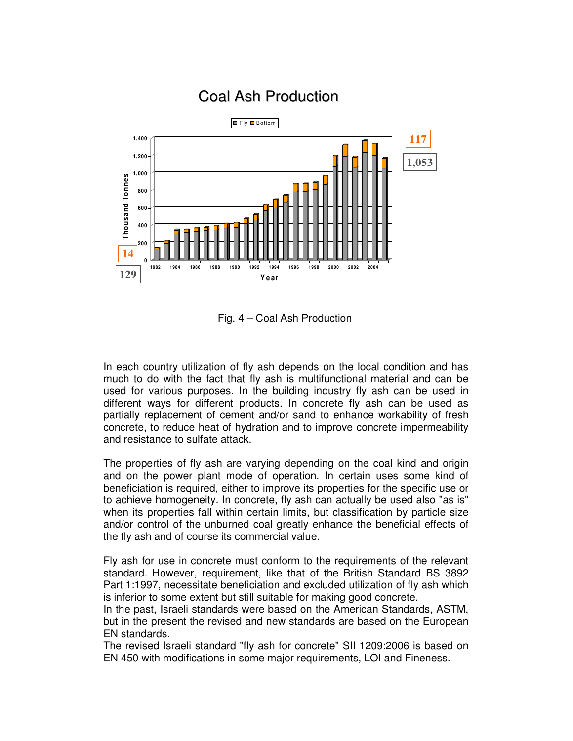Fig. 4 – Coal Ash Production

In each country utilization of fly ash depends on the local condition and has much to do with the fact that fly ash is multifunctional material and can be used for various purposes. In the building industry fly ash can be used in different ways for different products. In concrete fly ash can be used as partially replacement of cement and/or sand to enhance workability of fresh concrete, to reduce heat of hydration and to improve concrete impermeability and resistance to sulfate attack.

The properties of fly ash are varying depending on the coal kind and origin and on the power plant mode of operation. In certain uses some kind of beneficiation is required, either to improve its properties for the specific use or to achieve homogeneity. In concrete, fly ash can actually be used also "as is" when its properties fall within certain limits, but classification by particle size and/or control of the unburned coal greatly enhance the beneficial effects of the fly ash and of course its commercial value.

Fly ash for use in concrete must conform to the requirements of the relevant standard. However, requirement, like that of the British Standard BS 3892 Part 1:1997, necessitate beneficiation and excluded utilization of fly ash which is inferior to some extent but still suitable for making good concrete.
In the past, Israeli standards were based on the American Standards, ASTM, but in the present the revised and new standards are based on the European EN standards.
The revised Israeli standard "fly ash for concrete" SII 1209:2006 is based on EN 450 with modifications in some major requirements, LOI and Fineness.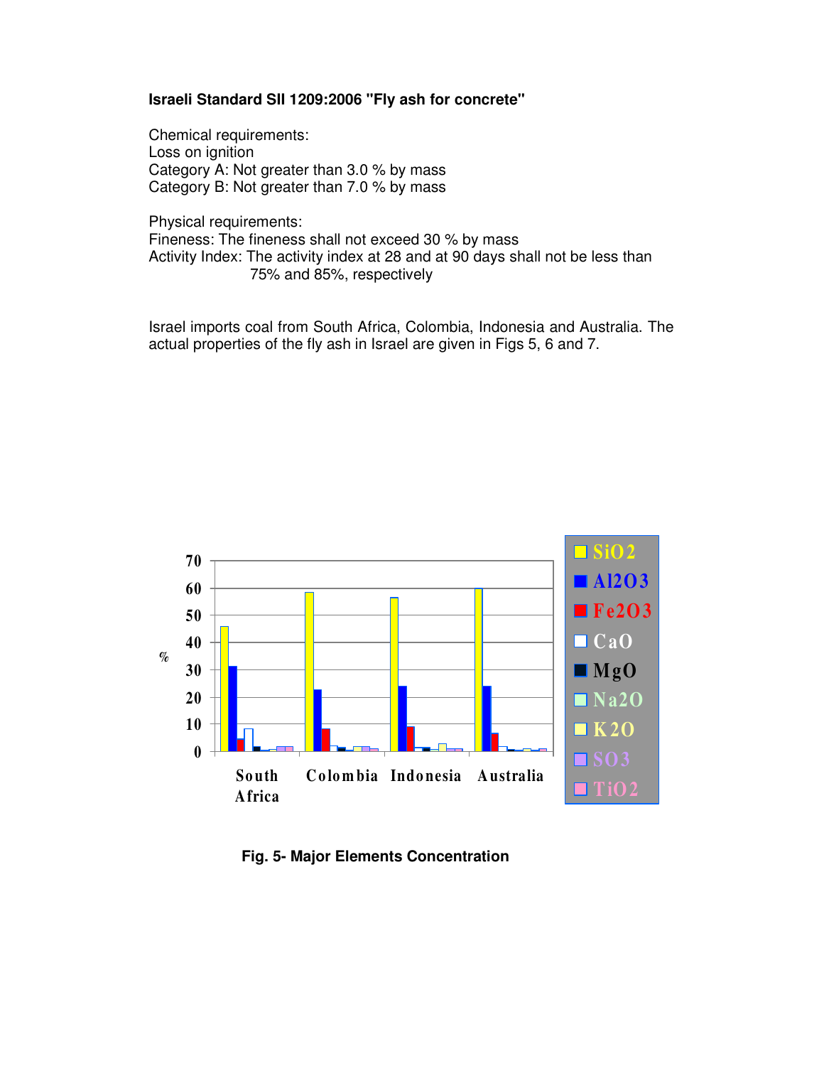**Israeli Standard SII 1209:2006 "Fly ash for concrete"**

Chemical requirements:
Loss on ignition
Category A: Not greater than 3.0 % by mass
Category B: Not greater than 7.0 % by mass

Physical requirements:
Fineness: The fineness shall not exceed 30 % by mass
Activity Index: The activity index at 28 and at 90 days shall not be less than 75% and 85%, respectively

Israel imports coal from South Africa, Colombia, Indonesia and Australia. The actual properties of the fly ash in Israel are given in Figs 5, 6 and 7.

**Fig. 5- Major Elements Concentration**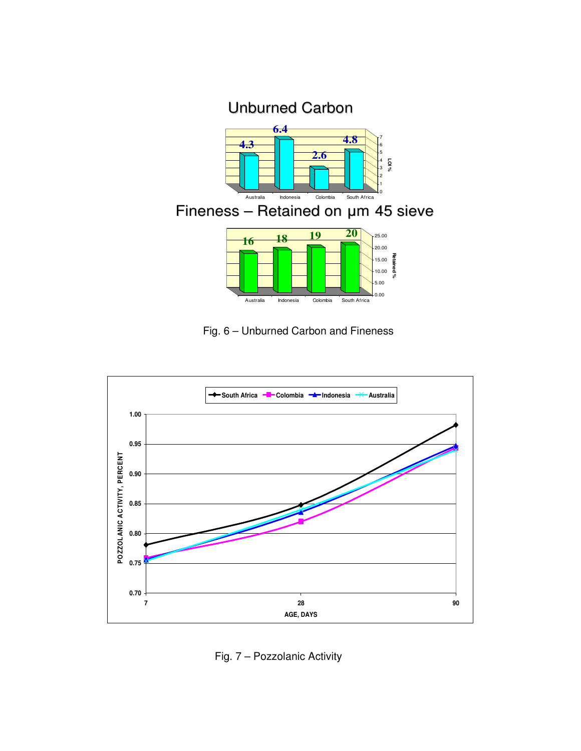Unburned Carbon

| | Australia | Indonesia | Colombia | South Africa |
|---|---|---|---|---|
| LOI % | 4.3 | 6.4 | 2.6 | 4.8 |

Fineness – Retained on µm 45 sieve

| | Australia | Indonesia | Colombia | South Africa |
|---|---|---|---|---|
| Retained % | 16 | 18 | 19 | 20 |

Fig. 6 – Unburned Carbon and Fineness

Fig. 7 – Pozzolanic Activity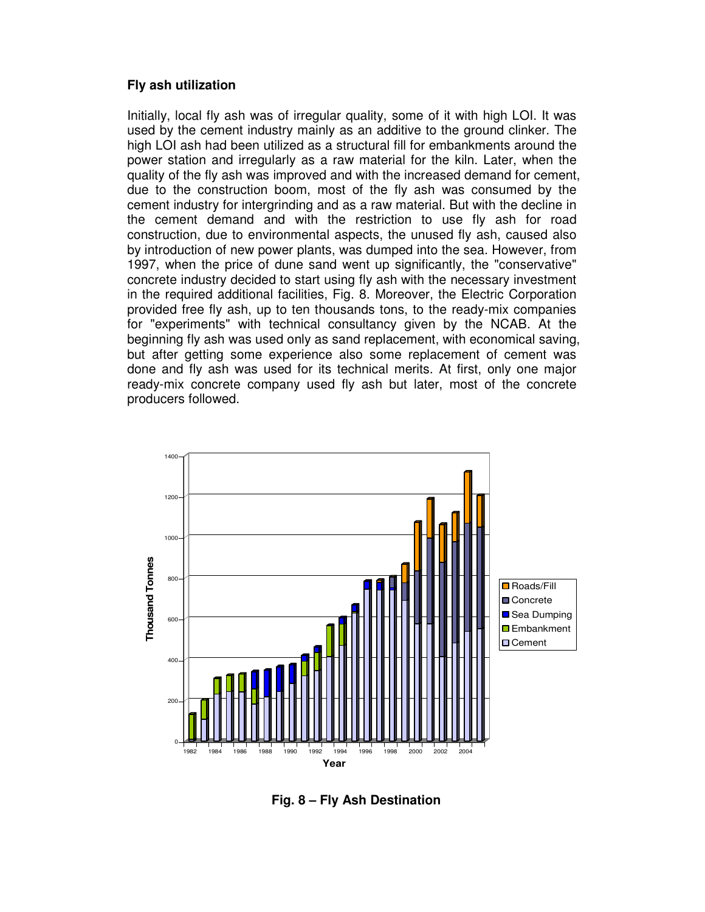### Fly ash utilization

Initially, local fly ash was of irregular quality, some of it with high LOI. It was used by the cement industry mainly as an additive to the ground clinker. The high LOI ash had been utilized as a structural fill for embankments around the power station and irregularly as a raw material for the kiln. Later, when the quality of the fly ash was improved and with the increased demand for cement, due to the construction boom, most of the fly ash was consumed by the cement industry for intergrinding and as a raw material. But with the decline in the cement demand and with the restriction to use fly ash for road construction, due to environmental aspects, the unused fly ash, caused also by introduction of new power plants, was dumped into the sea. However, from 1997, when the price of dune sand went up significantly, the "conservative" concrete industry decided to start using fly ash with the necessary investment in the required additional facilities, Fig. 8. Moreover, the Electric Corporation provided free fly ash, up to ten thousands tons, to the ready-mix companies for "experiments" with technical consultancy given by the NCAB. At the beginning fly ash was used only as sand replacement, with economical saving, but after getting some experience also some replacement of cement was done and fly ash was used for its technical merits. At first, only one major ready-mix concrete company used fly ash but later, most of the concrete producers followed.

**Fig. 8 – Fly Ash Destination**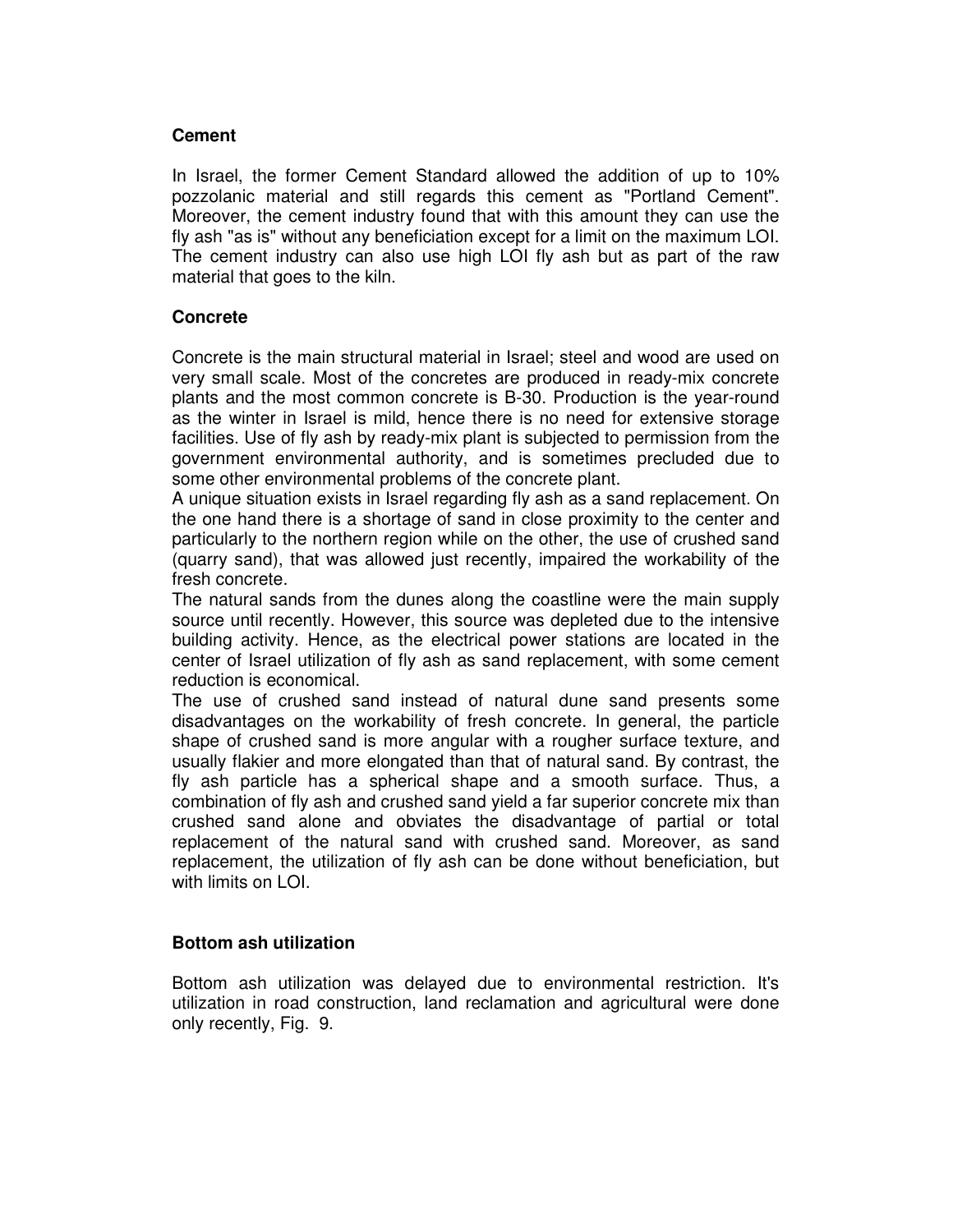**Cement**

In Israel, the former Cement Standard allowed the addition of up to 10% pozzolanic material and still regards this cement as "Portland Cement". Moreover, the cement industry found that with this amount they can use the fly ash "as is" without any beneficiation except for a limit on the maximum LOI. The cement industry can also use high LOI fly ash but as part of the raw material that goes to the kiln.

**Concrete**

Concrete is the main structural material in Israel; steel and wood are used on very small scale. Most of the concretes are produced in ready-mix concrete plants and the most common concrete is B-30. Production is the year-round as the winter in Israel is mild, hence there is no need for extensive storage facilities. Use of fly ash by ready-mix plant is subjected to permission from the government environmental authority, and is sometimes precluded due to some other environmental problems of the concrete plant.

A unique situation exists in Israel regarding fly ash as a sand replacement. On the one hand there is a shortage of sand in close proximity to the center and particularly to the northern region while on the other, the use of crushed sand (quarry sand), that was allowed just recently, impaired the workability of the fresh concrete.

The natural sands from the dunes along the coastline were the main supply source until recently. However, this source was depleted due to the intensive building activity. Hence, as the electrical power stations are located in the center of Israel utilization of fly ash as sand replacement, with some cement reduction is economical.

The use of crushed sand instead of natural dune sand presents some disadvantages on the workability of fresh concrete. In general, the particle shape of crushed sand is more angular with a rougher surface texture, and usually flakier and more elongated than that of natural sand. By contrast, the fly ash particle has a spherical shape and a smooth surface. Thus, a combination of fly ash and crushed sand yield a far superior concrete mix than crushed sand alone and obviates the disadvantage of partial or total replacement of the natural sand with crushed sand. Moreover, as sand replacement, the utilization of fly ash can be done without beneficiation, but with limits on LOI.

**Bottom ash utilization**

Bottom ash utilization was delayed due to environmental restriction. It's utilization in road construction, land reclamation and agricultural were done only recently, Fig. 9.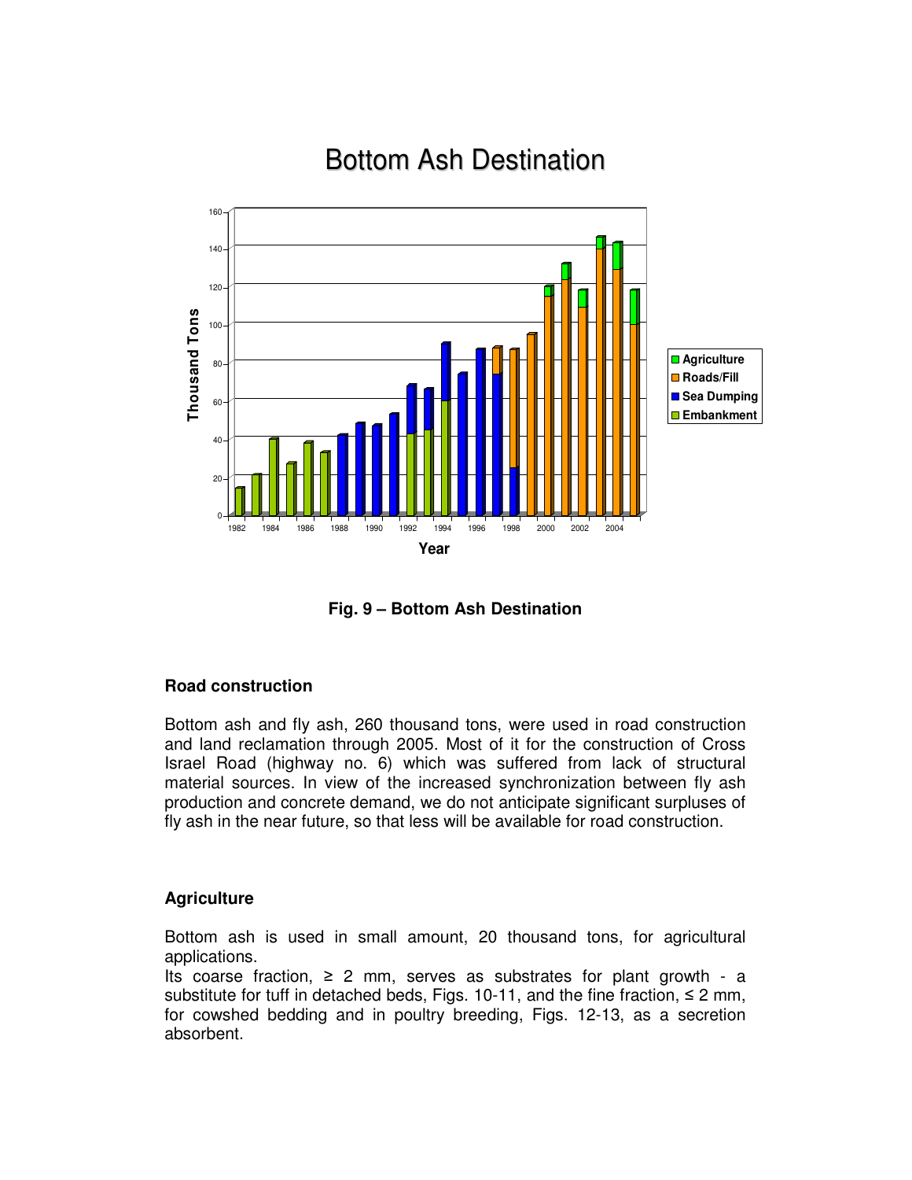Fig. 9 – Bottom Ash Destination

### Road construction

Bottom ash and fly ash, 260 thousand tons, were used in road construction and land reclamation through 2005. Most of it for the construction of Cross Israel Road (highway no. 6) which was suffered from lack of structural material sources. In view of the increased synchronization between fly ash production and concrete demand, we do not anticipate significant surpluses of fly ash in the near future, so that less will be available for road construction.

### Agriculture

Bottom ash is used in small amount, 20 thousand tons, for agricultural applications.
Its coarse fraction, ≥ 2 mm, serves as substrates for plant growth - a substitute for tuff in detached beds, Figs. 10-11, and the fine fraction, ≤ 2 mm, for cowshed bedding and in poultry breeding, Figs. 12-13, as a secretion absorbent.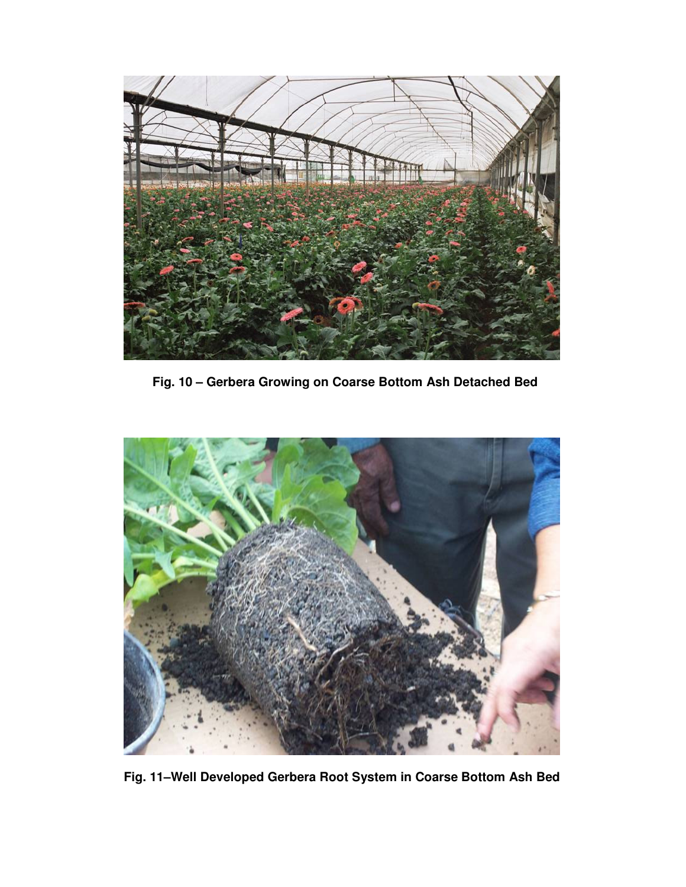**Fig. 10 – Gerbera Growing on Coarse Bottom Ash Detached Bed**

**Fig. 11–Well Developed Gerbera Root System in Coarse Bottom Ash Bed**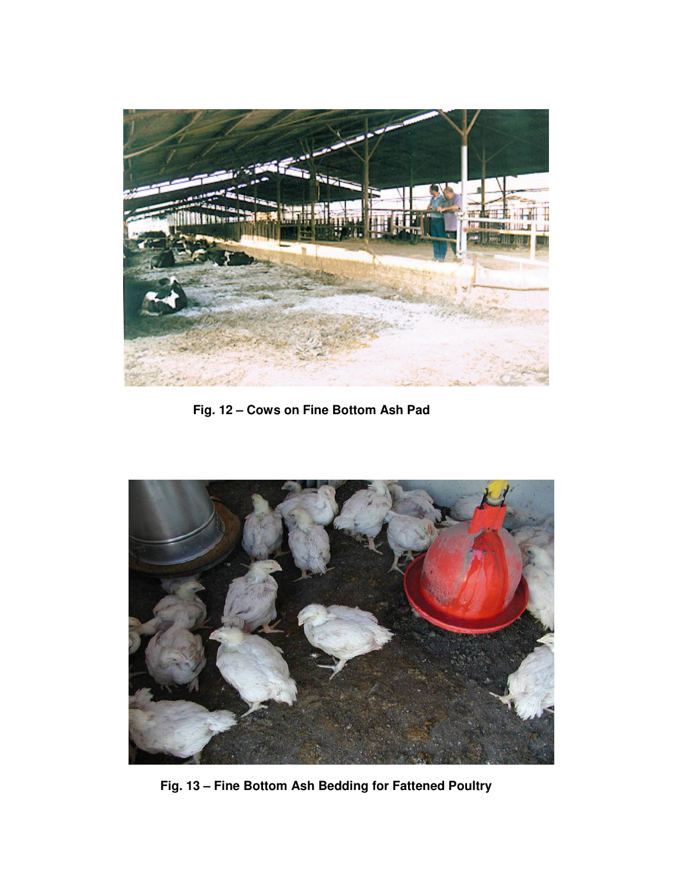**Fig. 12 – Cows on Fine Bottom Ash Pad**

**Fig. 13 – Fine Bottom Ash Bedding for Fattened Poultry**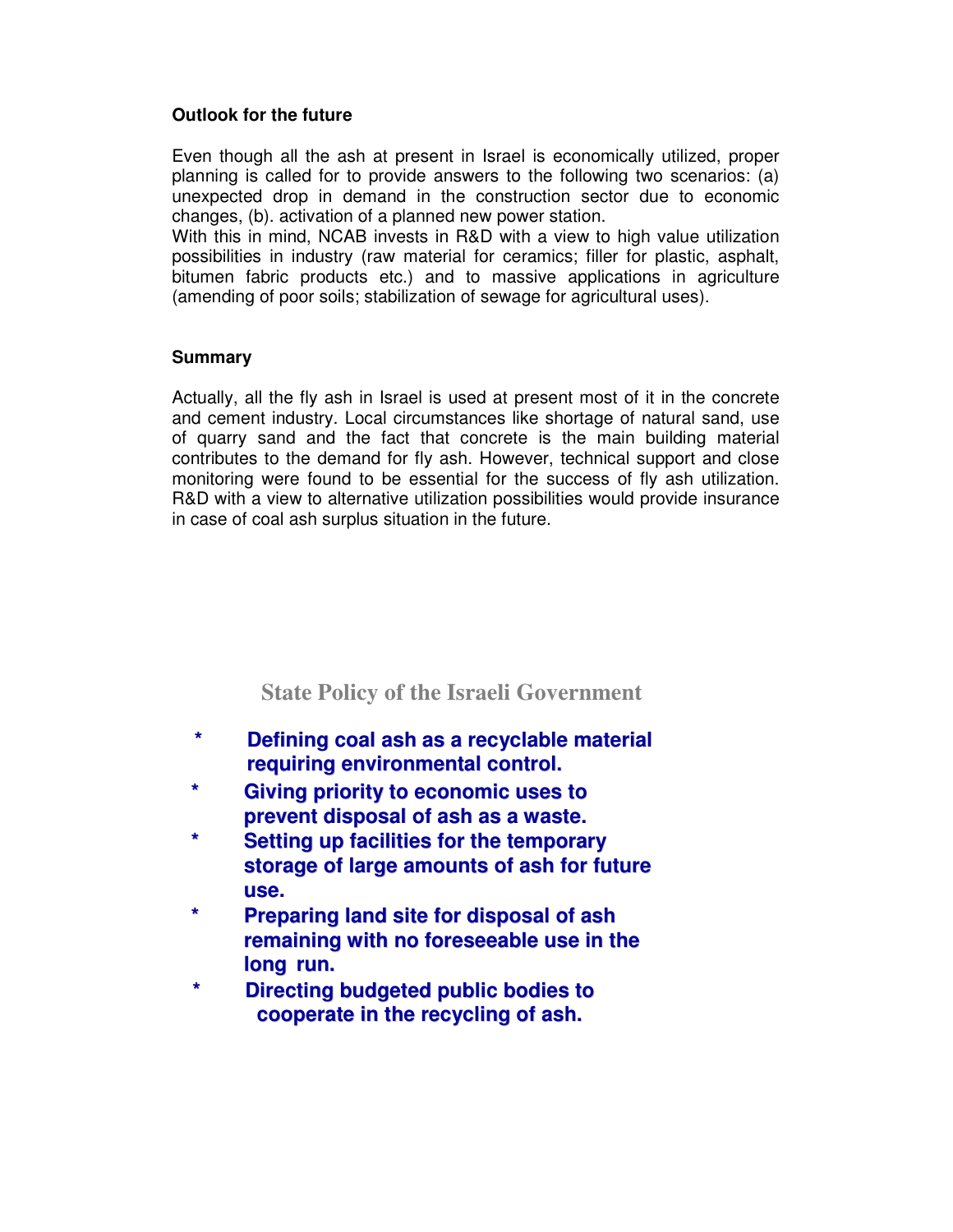### Outlook for the future

Even though all the ash at present in Israel is economically utilized, proper planning is called for to provide answers to the following two scenarios: (a) unexpected drop in demand in the construction sector due to economic changes, (b). activation of a planned new power station.

With this in mind, NCAB invests in R&D with a view to high value utilization possibilities in industry (raw material for ceramics; filler for plastic, asphalt, bitumen fabric products etc.) and to massive applications in agriculture (amending of poor soils; stabilization of sewage for agricultural uses).

### Summary

Actually, all the fly ash in Israel is used at present most of it in the concrete and cement industry. Local circumstances like shortage of natural sand, use of quarry sand and the fact that concrete is the main building material contributes to the demand for fly ash. However, technical support and close monitoring were found to be essential for the success of fly ash utilization. R&D with a view to alternative utilization possibilities would provide insurance in case of coal ash surplus situation in the future.

## State Policy of the Israeli Government

* **Defining coal ash as a recyclable material requiring environmental control.**
* **Giving priority to economic uses to prevent disposal of ash as a waste.**
* **Setting up facilities for the temporary storage of large amounts of ash for future use.**
* **Preparing land site for disposal of ash remaining with no foreseeable use in the long run.**
* **Directing budgeted public bodies to cooperate in the recycling of ash.**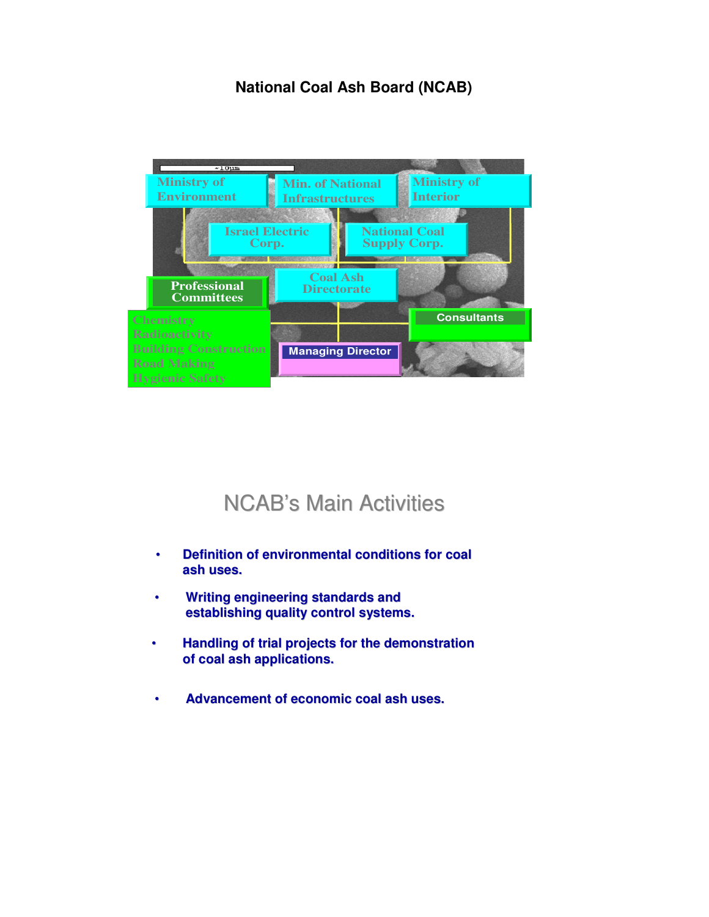**National Coal Ash Board (NCAB)**

Ministry of Environment

Min. of National Infrastructures

Ministry of Interior

Israel Electric Corp.

National Coal Supply Corp.

Coal Ash Directorate

Professional Committees

Chemistry
Radioactivity
Building Construction
Road Making
Hygienic Safety

Consultants

Managing Director

## NCAB's Main Activities

- **Definition of environmental conditions for coal ash uses.**
- **Writing engineering standards and establishing quality control systems.**
- **Handling of trial projects for the demonstration of coal ash applications.**
- **Advancement of economic coal ash uses.**